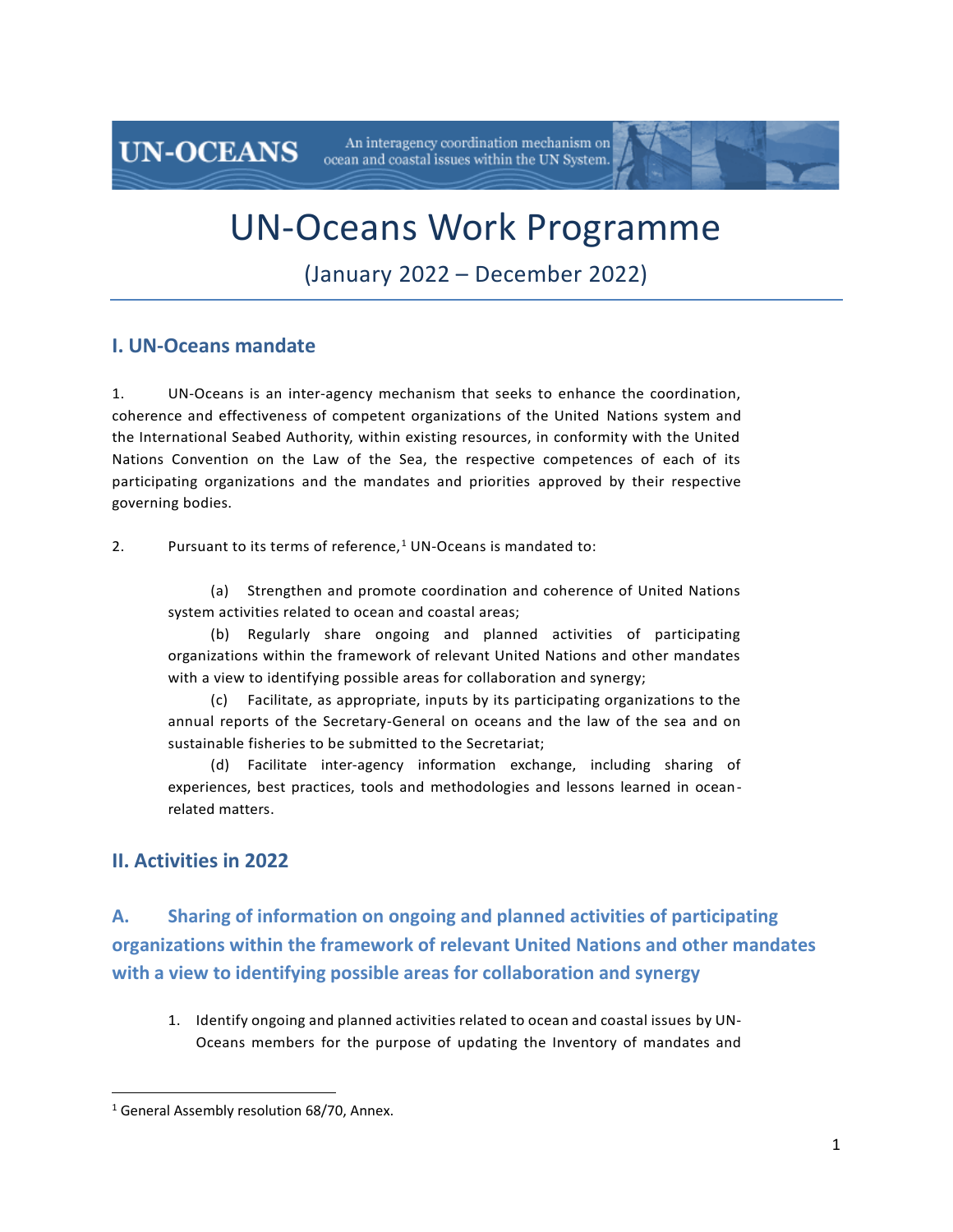UN-OCEANS — An interagency coordination mechanism on ocean and coastal issues within the UN System.

# UN-Oceans Work Programme

(January 2022 – December 2022)

## I. UN-Oceans mandate

1. UN-Oceans is an inter-agency mechanism that seeks to enhance the coordination, coherence and effectiveness of competent organizations of the United Nations system and the International Seabed Authority, within existing resources, in conformity with the United Nations Convention on the Law of the Sea, the respective competences of each of its participating organizations and the mandates and priorities approved by their respective governing bodies.

2. Pursuant to its terms of reference,[1] UN-Oceans is mandated to:

(a) Strengthen and promote coordination and coherence of United Nations system activities related to ocean and coastal areas;

(b) Regularly share ongoing and planned activities of participating organizations within the framework of relevant United Nations and other mandates with a view to identifying possible areas for collaboration and synergy;

(c) Facilitate, as appropriate, inputs by its participating organizations to the annual reports of the Secretary-General on oceans and the law of the sea and on sustainable fisheries to be submitted to the Secretariat;

(d) Facilitate inter-agency information exchange, including sharing of experiences, best practices, tools and methodologies and lessons learned in ocean-related matters.

## II. Activities in 2022

### A. Sharing of information on ongoing and planned activities of participating organizations within the framework of relevant United Nations and other mandates with a view to identifying possible areas for collaboration and synergy

1. Identify ongoing and planned activities related to ocean and coastal issues by UN-Oceans members for the purpose of updating the Inventory of mandates and

[1] General Assembly resolution 68/70, Annex.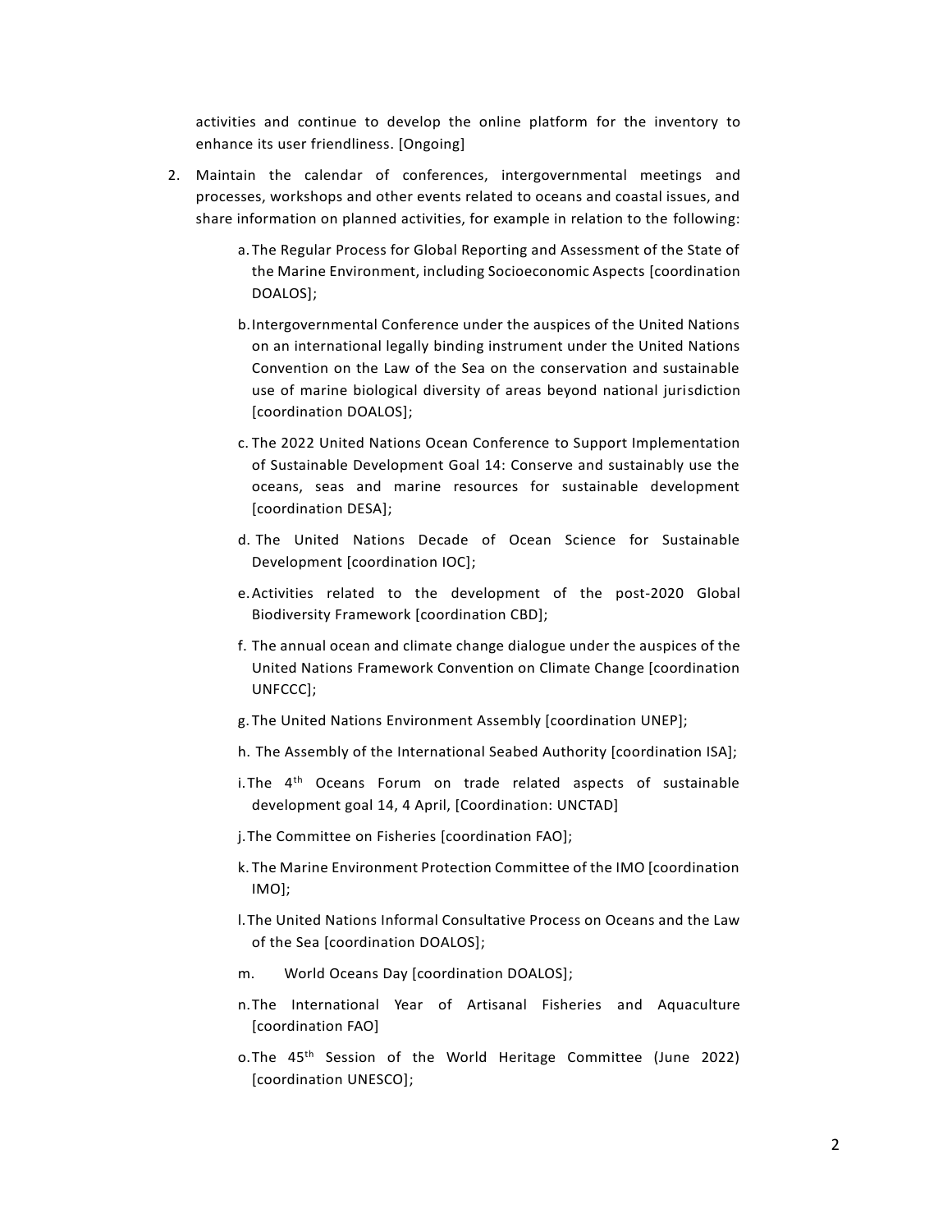activities and continue to develop the online platform for the inventory to enhance its user friendliness. [Ongoing]

2. Maintain the calendar of conferences, intergovernmental meetings and processes, workshops and other events related to oceans and coastal issues, and share information on planned activities, for example in relation to the following:

    a. The Regular Process for Global Reporting and Assessment of the State of the Marine Environment, including Socioeconomic Aspects [coordination DOALOS];

    b. Intergovernmental Conference under the auspices of the United Nations on an international legally binding instrument under the United Nations Convention on the Law of the Sea on the conservation and sustainable use of marine biological diversity of areas beyond national jurisdiction [coordination DOALOS];

    c. The 2022 United Nations Ocean Conference to Support Implementation of Sustainable Development Goal 14: Conserve and sustainably use the oceans, seas and marine resources for sustainable development [coordination DESA];

    d. The United Nations Decade of Ocean Science for Sustainable Development [coordination IOC];

    e. Activities related to the development of the post-2020 Global Biodiversity Framework [coordination CBD];

    f. The annual ocean and climate change dialogue under the auspices of the United Nations Framework Convention on Climate Change [coordination UNFCCC];

    g. The United Nations Environment Assembly [coordination UNEP];

    h. The Assembly of the International Seabed Authority [coordination ISA];

    i. The 4th Oceans Forum on trade related aspects of sustainable development goal 14, 4 April, [Coordination: UNCTAD]

    j. The Committee on Fisheries [coordination FAO];

    k. The Marine Environment Protection Committee of the IMO [coordination IMO];

    l. The United Nations Informal Consultative Process on Oceans and the Law of the Sea [coordination DOALOS];

    m. World Oceans Day [coordination DOALOS];

    n. The International Year of Artisanal Fisheries and Aquaculture [coordination FAO]

    o. The 45th Session of the World Heritage Committee (June 2022) [coordination UNESCO];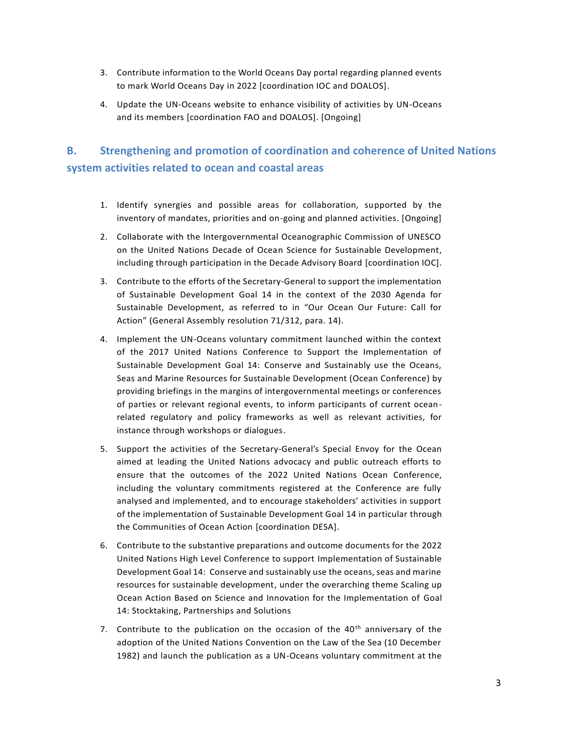3. Contribute information to the World Oceans Day portal regarding planned events to mark World Oceans Day in 2022 [coordination IOC and DOALOS].
4. Update the UN-Oceans website to enhance visibility of activities by UN-Oceans and its members [coordination FAO and DOALOS]. [Ongoing]

## B. Strengthening and promotion of coordination and coherence of United Nations system activities related to ocean and coastal areas

1. Identify synergies and possible areas for collaboration, supported by the inventory of mandates, priorities and on-going and planned activities. [Ongoing]
2. Collaborate with the Intergovernmental Oceanographic Commission of UNESCO on the United Nations Decade of Ocean Science for Sustainable Development, including through participation in the Decade Advisory Board [coordination IOC].
3. Contribute to the efforts of the Secretary-General to support the implementation of Sustainable Development Goal 14 in the context of the 2030 Agenda for Sustainable Development, as referred to in "Our Ocean Our Future: Call for Action" (General Assembly resolution 71/312, para. 14).
4. Implement the UN-Oceans voluntary commitment launched within the context of the 2017 United Nations Conference to Support the Implementation of Sustainable Development Goal 14: Conserve and Sustainably use the Oceans, Seas and Marine Resources for Sustainable Development (Ocean Conference) by providing briefings in the margins of intergovernmental meetings or conferences of parties or relevant regional events, to inform participants of current ocean-related regulatory and policy frameworks as well as relevant activities, for instance through workshops or dialogues.
5. Support the activities of the Secretary-General's Special Envoy for the Ocean aimed at leading the United Nations advocacy and public outreach efforts to ensure that the outcomes of the 2022 United Nations Ocean Conference, including the voluntary commitments registered at the Conference are fully analysed and implemented, and to encourage stakeholders' activities in support of the implementation of Sustainable Development Goal 14 in particular through the Communities of Ocean Action [coordination DESA].
6. Contribute to the substantive preparations and outcome documents for the 2022 United Nations High Level Conference to support Implementation of Sustainable Development Goal 14: Conserve and sustainably use the oceans, seas and marine resources for sustainable development, under the overarching theme Scaling up Ocean Action Based on Science and Innovation for the Implementation of Goal 14: Stocktaking, Partnerships and Solutions
7. Contribute to the publication on the occasion of the 40th anniversary of the adoption of the United Nations Convention on the Law of the Sea (10 December 1982) and launch the publication as a UN-Oceans voluntary commitment at the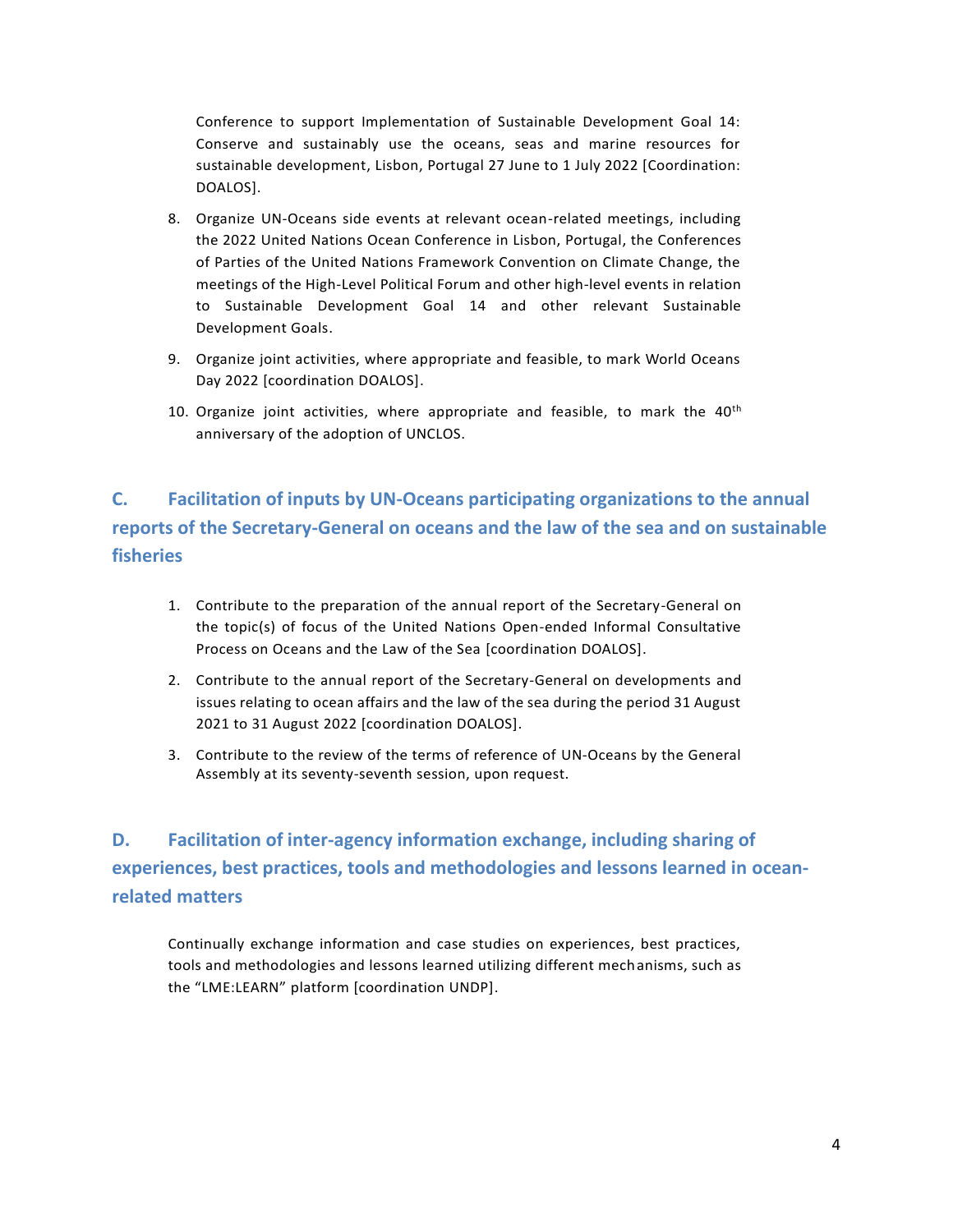Conference to support Implementation of Sustainable Development Goal 14: Conserve and sustainably use the oceans, seas and marine resources for sustainable development, Lisbon, Portugal 27 June to 1 July 2022 [Coordination: DOALOS].

8. Organize UN-Oceans side events at relevant ocean-related meetings, including the 2022 United Nations Ocean Conference in Lisbon, Portugal, the Conferences of Parties of the United Nations Framework Convention on Climate Change, the meetings of the High-Level Political Forum and other high-level events in relation to Sustainable Development Goal 14 and other relevant Sustainable Development Goals.
9. Organize joint activities, where appropriate and feasible, to mark World Oceans Day 2022 [coordination DOALOS].
10. Organize joint activities, where appropriate and feasible, to mark the 40th anniversary of the adoption of UNCLOS.

## C. Facilitation of inputs by UN-Oceans participating organizations to the annual reports of the Secretary-General on oceans and the law of the sea and on sustainable fisheries

1. Contribute to the preparation of the annual report of the Secretary-General on the topic(s) of focus of the United Nations Open-ended Informal Consultative Process on Oceans and the Law of the Sea [coordination DOALOS].
2. Contribute to the annual report of the Secretary-General on developments and issues relating to ocean affairs and the law of the sea during the period 31 August 2021 to 31 August 2022 [coordination DOALOS].
3. Contribute to the review of the terms of reference of UN-Oceans by the General Assembly at its seventy-seventh session, upon request.

## D. Facilitation of inter-agency information exchange, including sharing of experiences, best practices, tools and methodologies and lessons learned in ocean-related matters

Continually exchange information and case studies on experiences, best practices, tools and methodologies and lessons learned utilizing different mechanisms, such as the "LME:LEARN" platform [coordination UNDP].